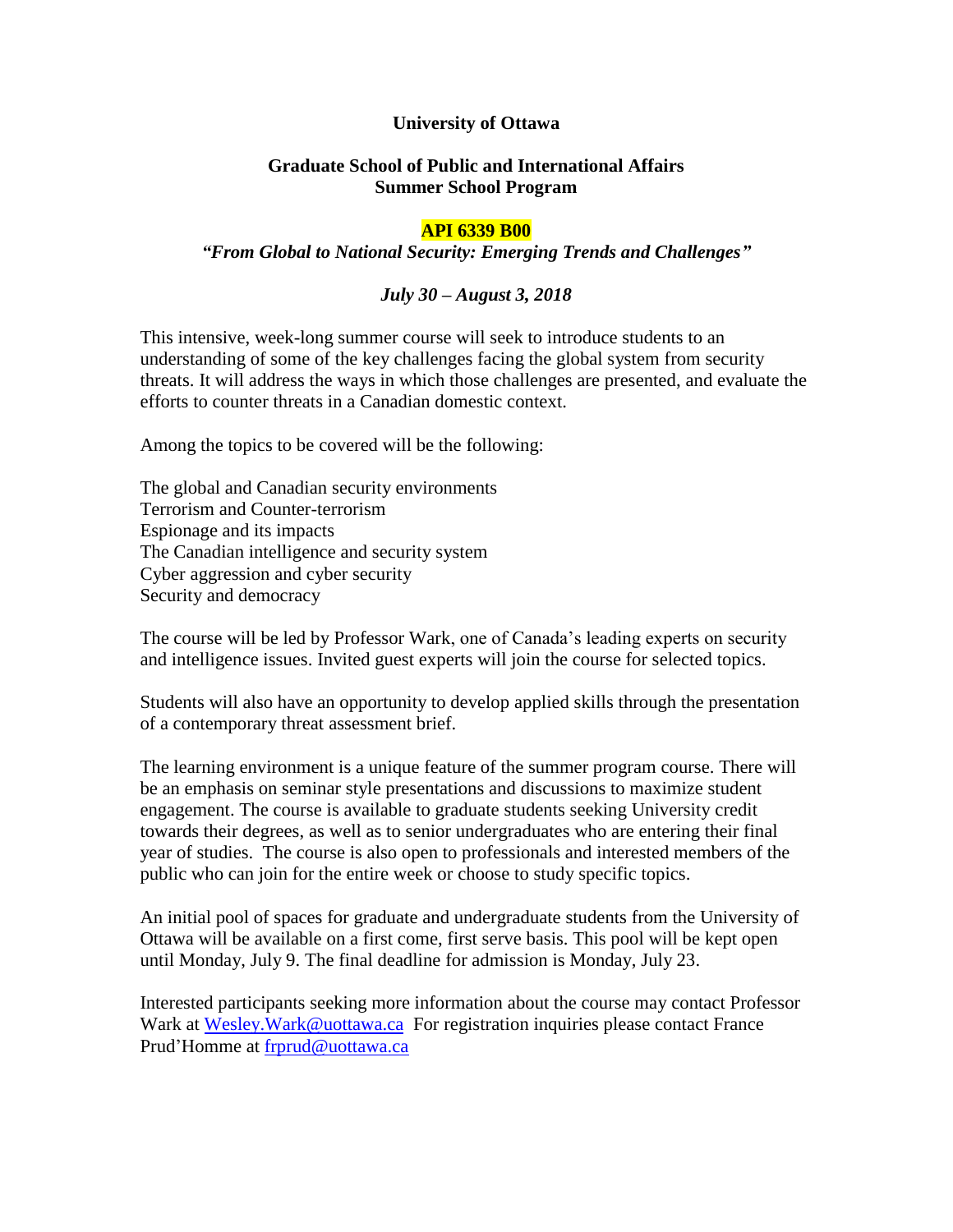**University of Ottawa**

**Graduate School of Public and International Affairs**
**Summer School Program**

**API 6339 B00**

***"From Global to National Security: Emerging Trends and Challenges"***

***July 30 – August 3, 2018***

This intensive, week-long summer course will seek to introduce students to an understanding of some of the key challenges facing the global system from security threats. It will address the ways in which those challenges are presented, and evaluate the efforts to counter threats in a Canadian domestic context.

Among the topics to be covered will be the following:

The global and Canadian security environments
Terrorism and Counter-terrorism
Espionage and its impacts
The Canadian intelligence and security system
Cyber aggression and cyber security
Security and democracy

The course will be led by Professor Wark, one of Canada's leading experts on security and intelligence issues. Invited guest experts will join the course for selected topics.

Students will also have an opportunity to develop applied skills through the presentation of a contemporary threat assessment brief.

The learning environment is a unique feature of the summer program course. There will be an emphasis on seminar style presentations and discussions to maximize student engagement. The course is available to graduate students seeking University credit towards their degrees, as well as to senior undergraduates who are entering their final year of studies. The course is also open to professionals and interested members of the public who can join for the entire week or choose to study specific topics.

An initial pool of spaces for graduate and undergraduate students from the University of Ottawa will be available on a first come, first serve basis. This pool will be kept open until Monday, July 9. The final deadline for admission is Monday, July 23.

Interested participants seeking more information about the course may contact Professor Wark at Wesley.Wark@uottawa.ca For registration inquiries please contact France Prud'Homme at frprud@uottawa.ca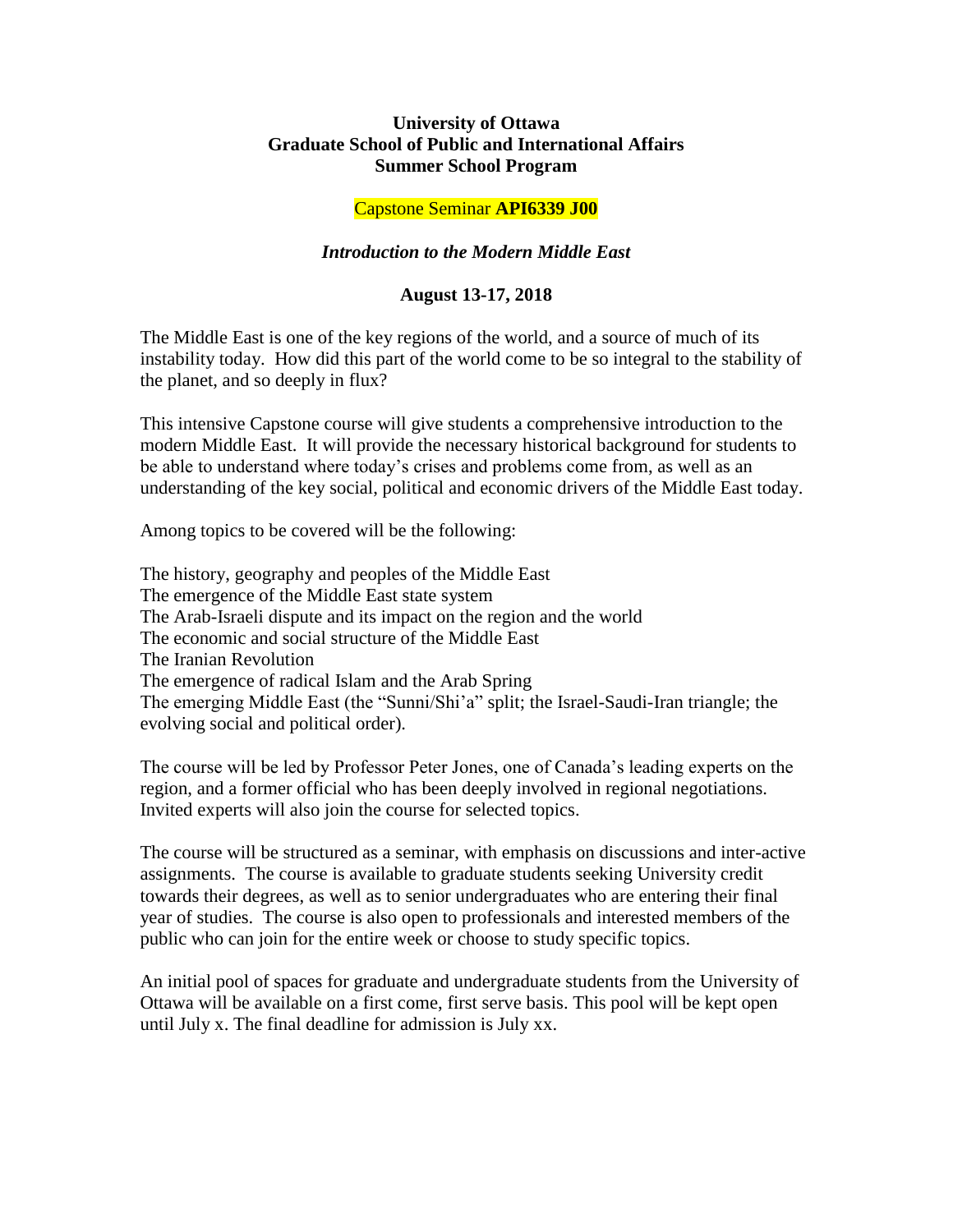**University of Ottawa**
**Graduate School of Public and International Affairs**
**Summer School Program**

Capstone Seminar **API6339 J00**

***Introduction to the Modern Middle East***

**August 13-17, 2018**

The Middle East is one of the key regions of the world, and a source of much of its instability today. How did this part of the world come to be so integral to the stability of the planet, and so deeply in flux?

This intensive Capstone course will give students a comprehensive introduction to the modern Middle East. It will provide the necessary historical background for students to be able to understand where today's crises and problems come from, as well as an understanding of the key social, political and economic drivers of the Middle East today.

Among topics to be covered will be the following:

The history, geography and peoples of the Middle East
The emergence of the Middle East state system
The Arab-Israeli dispute and its impact on the region and the world
The economic and social structure of the Middle East
The Iranian Revolution
The emergence of radical Islam and the Arab Spring
The emerging Middle East (the "Sunni/Shi'a" split; the Israel-Saudi-Iran triangle; the evolving social and political order).

The course will be led by Professor Peter Jones, one of Canada's leading experts on the region, and a former official who has been deeply involved in regional negotiations. Invited experts will also join the course for selected topics.

The course will be structured as a seminar, with emphasis on discussions and inter-active assignments. The course is available to graduate students seeking University credit towards their degrees, as well as to senior undergraduates who are entering their final year of studies. The course is also open to professionals and interested members of the public who can join for the entire week or choose to study specific topics.

An initial pool of spaces for graduate and undergraduate students from the University of Ottawa will be available on a first come, first serve basis. This pool will be kept open until July x. The final deadline for admission is July xx.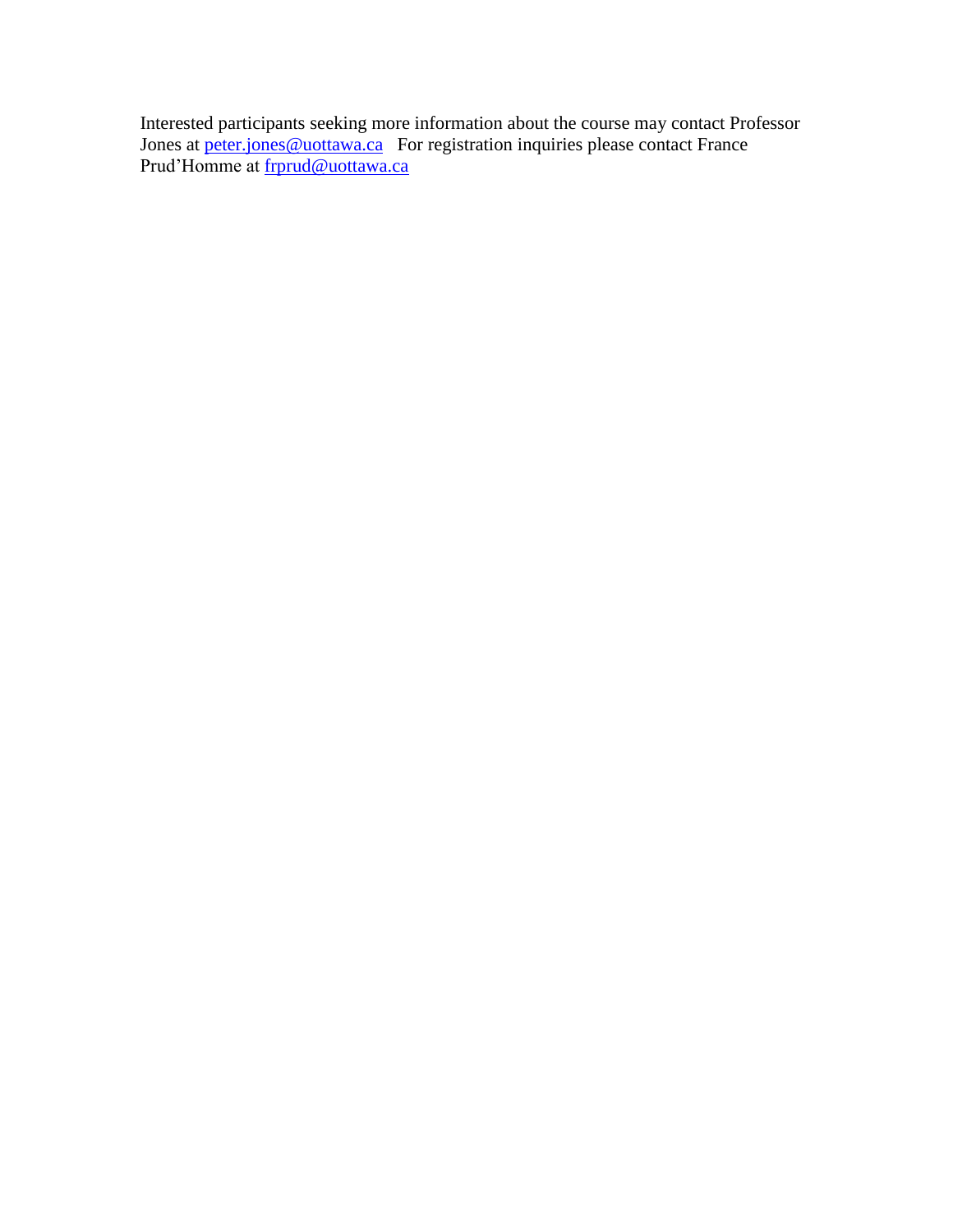Interested participants seeking more information about the course may contact Professor Jones at [peter.jones@uottawa.ca](mailto:peter.jones@uottawa.ca) For registration inquiries please contact France Prud'Homme at [frprud@uottawa.ca](mailto:frprud@uottawa.ca)